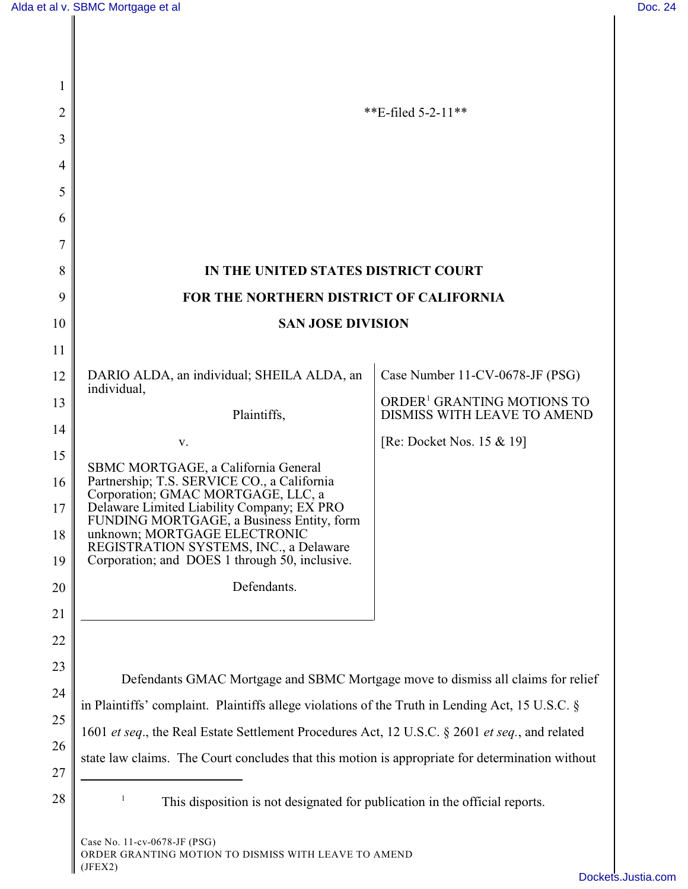**E-filed 5-2-11**

**IN THE UNITED STATES DISTRICT COURT**

**FOR THE NORTHERN DISTRICT OF CALIFORNIA**

**SAN JOSE DIVISION**

| | |
|---|---|
| DARIO ALDA, an individual; SHEILA ALDA, an individual,<br><br>Plaintiffs,<br><br>v.<br><br>SBMC MORTGAGE, a California General Partnership; T.S. SERVICE CO., a California Corporation; GMAC MORTGAGE, LLC, a Delaware Limited Liability Company; EX PRO FUNDING MORTGAGE, a Business Entity, form unknown; MORTGAGE ELECTRONIC REGISTRATION SYSTEMS, INC., a Delaware Corporation; and DOES 1 through 50, inclusive.<br><br>Defendants. | Case Number 11-CV-0678-JF (PSG)<br><br>ORDER[1] GRANTING MOTIONS TO DISMISS WITH LEAVE TO AMEND<br><br>[Re: Docket Nos. 15 & 19] |

Defendants GMAC Mortgage and SBMC Mortgage move to dismiss all claims for relief in Plaintiffs' complaint. Plaintiffs allege violations of the Truth in Lending Act, 15 U.S.C. § 1601 *et seq*., the Real Estate Settlement Procedures Act, 12 U.S.C. § 2601 *et seq*., and related state law claims. The Court concludes that this motion is appropriate for determination without

[1] This disposition is not designated for publication in the official reports.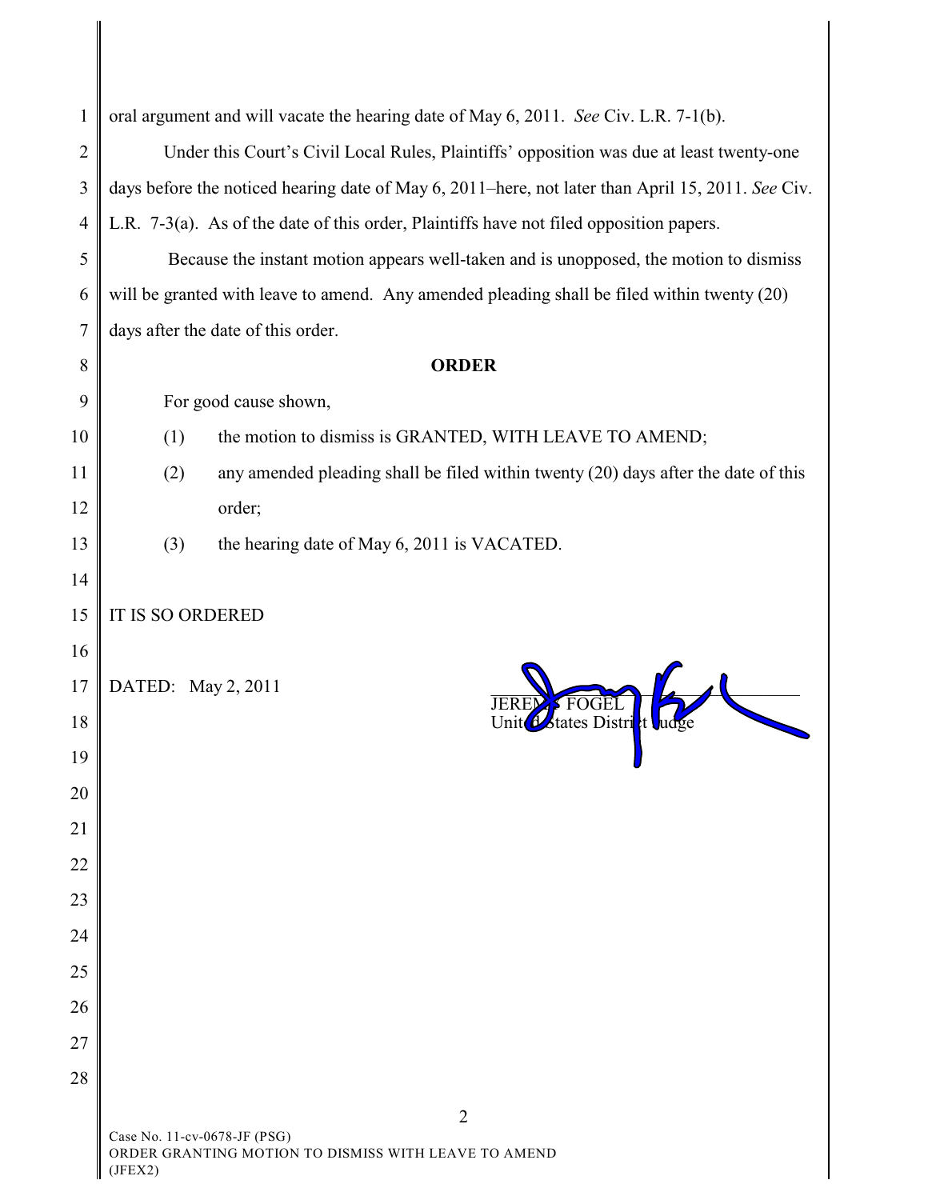oral argument and will vacate the hearing date of May 6, 2011. *See* Civ. L.R. 7-1(b).

Under this Court's Civil Local Rules, Plaintiffs' opposition was due at least twenty-one days before the noticed hearing date of May 6, 2011–here, not later than April 15, 2011. *See* Civ. L.R. 7-3(a). As of the date of this order, Plaintiffs have not filed opposition papers.

Because the instant motion appears well-taken and is unopposed, the motion to dismiss will be granted with leave to amend. Any amended pleading shall be filed within twenty (20) days after the date of this order.

**ORDER**

For good cause shown,

(1) the motion to dismiss is GRANTED, WITH LEAVE TO AMEND;

(2) any amended pleading shall be filed within twenty (20) days after the date of this order;

(3) the hearing date of May 6, 2011 is VACATED.

IT IS SO ORDERED

DATED: May 2, 2011

JEREMY FOGEL
United States District Judge

Case No. 11-cv-0678-JF (PSG)
ORDER GRANTING MOTION TO DISMISS WITH LEAVE TO AMEND
(JFEX2)